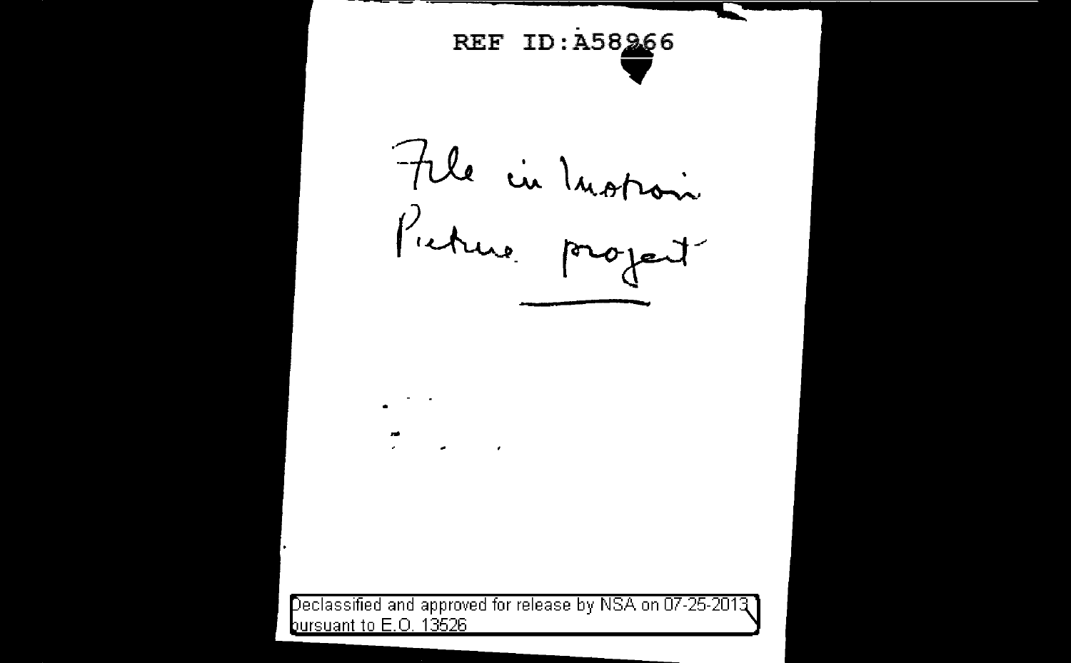REF ID:A58966

File in Motion
Picture project

Declassified and approved for release by NSA on 07-25-2013 pursuant to E.O. 13526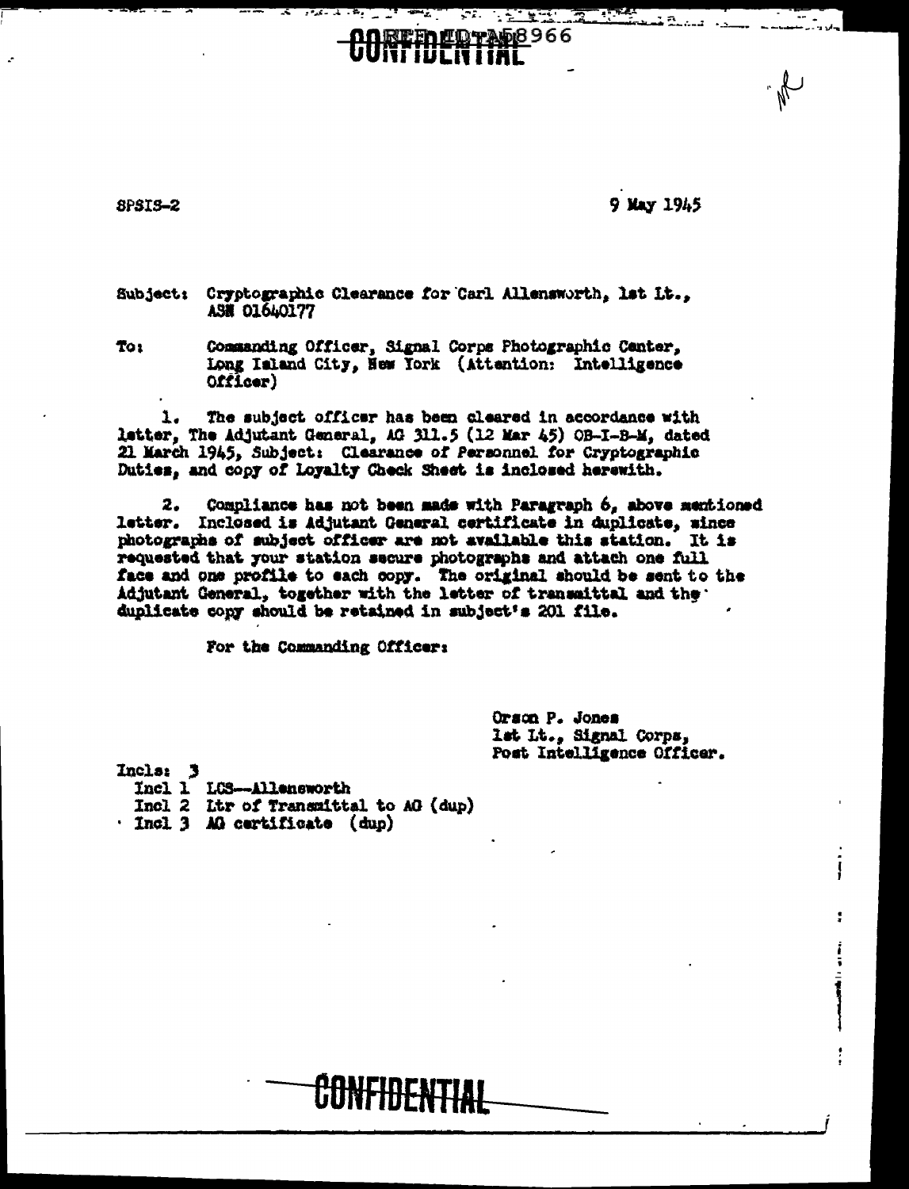CONFIDENTIAL

SPSIS-2

9 May 1945

Subject: Cryptographic Clearance for Carl Allensworth, 1st Lt., ASN 01640177

To: Commanding Officer, Signal Corps Photographic Center, Long Island City, New York (Attention: Intelligence Officer)

1. The subject officer has been cleared in accordance with letter, The Adjutant General, AG 311.5 (12 Mar 45) OB-I-B-M, dated 21 March 1945, Subject: Clearance of Personnel for Cryptographic Duties, and copy of Loyalty Check Sheet is inclosed herewith.

2. Compliance has not been made with Paragraph 6, above mentioned letter. Inclosed is Adjutant General certificate in duplicate, since photographs of subject officer are not available this station. It is requested that your station secure photographs and attach one full face and one profile to each copy. The original should be sent to the Adjutant General, together with the letter of transmittal and the duplicate copy should be retained in subject's 201 file.

For the Commanding Officer:

Orson P. Jones
1st Lt., Signal Corps,
Post Intelligence Officer.

Incls: 3
- Incl 1 LCS--Allensworth
- Incl 2 Ltr of Transmittal to AG (dup)
- Incl 3 AG certificate (dup)

CONFIDENTIAL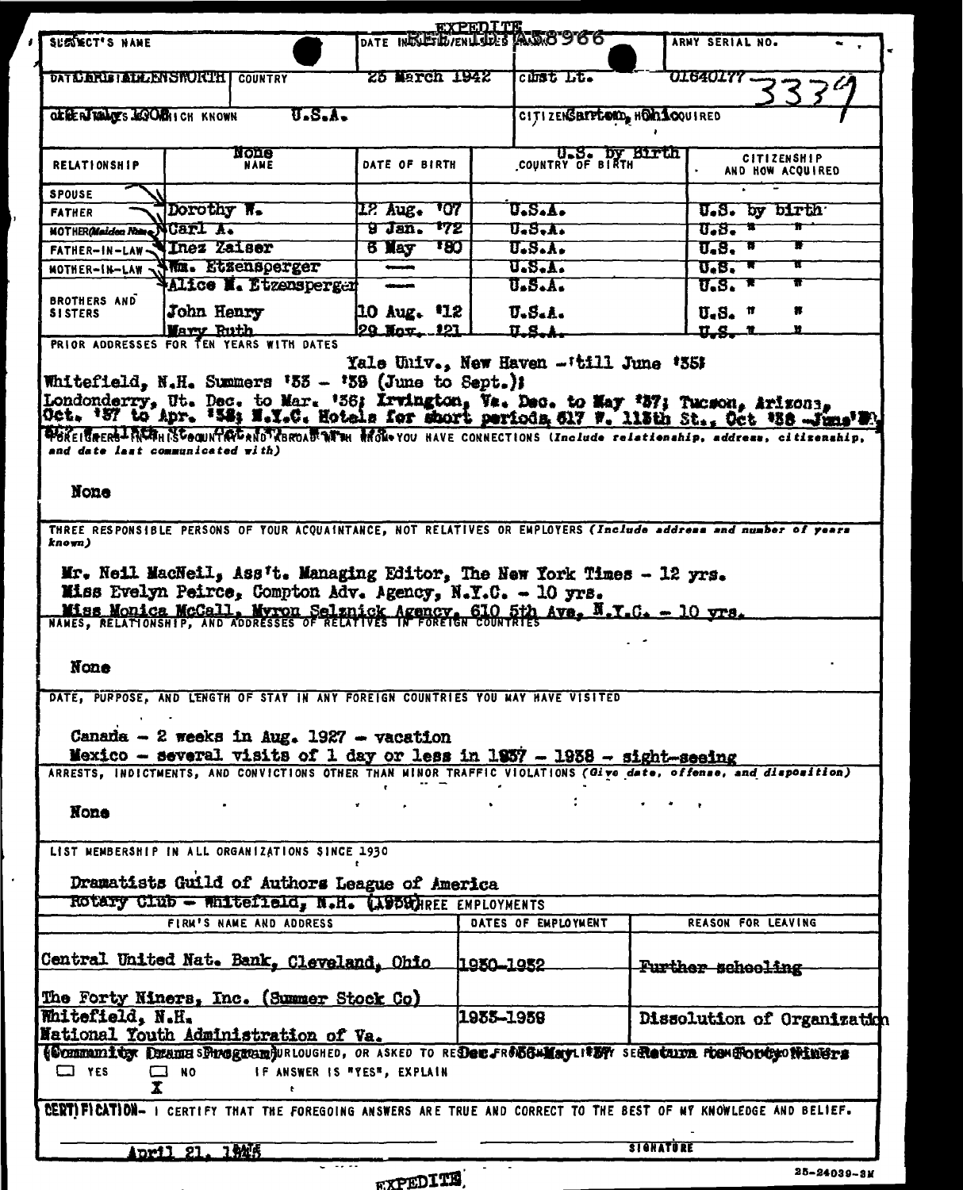EXPEDITE

| SUBJECT'S NAME | | DATE INDUCTED/ENLISTED/APPOINTED A58966 | | ARMY SERIAL NO. |
|---|---|---|---|---|
| DATE AND PLACE OF BIRTH CARL ALLENSWORTH | COUNTRY | 25 March 1942 | 1st Lt. | 01640177 3379 |
| OTHER NAMES BY WHICH KNOWN 6 July 1908 | U.S.A. | | CITIZENSHIP AND HOW ACQUIRED Canton, Ohio | |

| RELATIONSHIP | NAME | DATE OF BIRTH | COUNTRY OF BIRTH | CITIZENSHIP AND HOW ACQUIRED |
|---|---|---|---|---|
| | None | | U.S. by Birth | |
| SPOUSE | | | | |
| FATHER | Dorothy W. | 12 Aug. '07 | U.S.A. | U.S. by birth |
| MOTHER (Maiden Name) | Carl A. | 9 Jan. '72 | U.S.A. | U.S. " " |
| FATHER-IN-LAW | Inez Zaiser | 6 May '80 | U.S.A. | U.S. " " |
| MOTHER-IN-LAW | Wm. Etzensperger | —— | U.S.A. | U.S. " " |
| | Alice M. Etzensperger | —— | U.S.A. | U.S. " " |
| BROTHERS AND SISTERS | John Henry | 10 Aug. '12 | U.S.A. | U.S. " " |
| | Mary Ruth | 29 Nov. '21 | U.S.A. | U.S. " " |

PRIOR ADDRESSES FOR TEN YEARS WITH DATES

Yale Univ., New Haven - 'till June '35;
Whitefield, N.H. Summers '33 - '39 (June to Sept.);
Londonderry, Vt. Dec. to Mar. '36; Irvington, Va. Dec. to May '37; Tucson, Arizona, Oct. '37 to Apr. '38; N.Y.C. Hotels for short periods, 617 W. 113th St., Oct '38 - June '39, 617 W. 113th St. Oct '39 - Mar. '42

FOREIGNERS IN THIS COUNTRY AND ABROAD WITH WHOM YOU HAVE CONNECTIONS *(Include relationship, address, citizenship, and date last communicated with)*

None

THREE RESPONSIBLE PERSONS OF YOUR ACQUAINTANCE, NOT RELATIVES OR EMPLOYERS *(Include address and number of years known)*

Mr. Neil MacNeil, Ass't. Managing Editor, The New York Times - 12 yrs.
Miss Evelyn Peirce, Compton Adv. Agency, N.Y.C. - 10 yrs.
Miss Monica McCall, Myron Selznick Agency, 610 5th Ave, N.Y.C. - 10 yrs.

NAMES, RELATIONSHIP, AND ADDRESSES OF RELATIVES IN FOREIGN COUNTRIES

None

DATE, PURPOSE, AND LENGTH OF STAY IN ANY FOREIGN COUNTRIES YOU MAY HAVE VISITED

Canada - 2 weeks in Aug. 1927 - vacation
Mexico - several visits of 1 day or less in 1937 - 1938 - sight-seeing

ARRESTS, INDICTMENTS, AND CONVICTIONS OTHER THAN MINOR TRAFFIC VIOLATIONS *(Give date, offense, and disposition)*

None

LIST MEMBERSHIP IN ALL ORGANIZATIONS SINCE 1930

Dramatists Guild of Authors League of America
Rotary Club - Whitefield, N.H. (1939)

THREE EMPLOYMENTS

| FIRM'S NAME AND ADDRESS | DATES OF EMPLOYMENT | REASON FOR LEAVING |
|---|---|---|
| Central United Nat. Bank, Cleveland, Ohio | 1930-1932 | Further schooling |
| The Forty Niners, Inc. (Summer Stock Co) Whitefield, N.H. | 1935-1939 | Dissolution of Organization |
| National Youth Administration of Va. (Community Drama Program) | Dec. 1936 - May 1937 | Return to Forty Niners |

HAVE YOU EVER BEEN DISCHARGED, FURLOUGHED, OR ASKED TO RESIGN FROM ANY SERVICE

☐ YES ☒ NO IF ANSWER IS "YES", EXPLAIN

CERTIFICATION- I CERTIFY THAT THE FOREGOING ANSWERS ARE TRUE AND CORRECT TO THE BEST OF MY KNOWLEDGE AND BELIEF.

April 21, 1943 SIGNATURE

EXPEDITE

25-24039-3M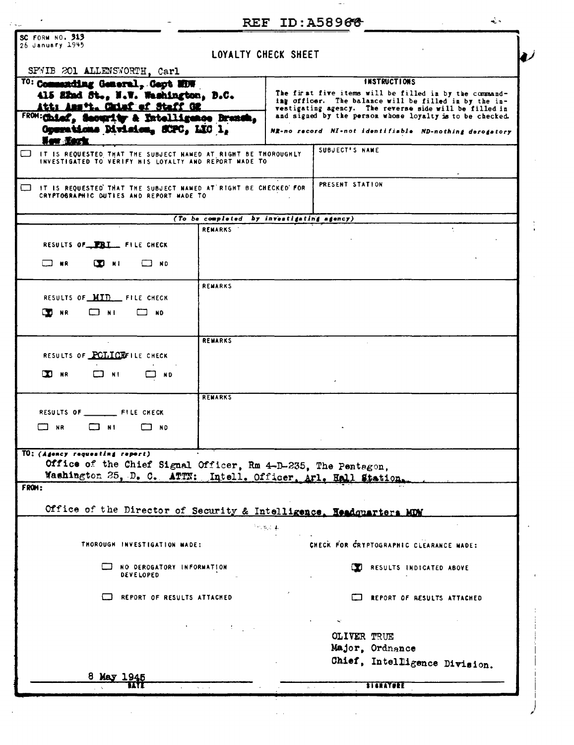REF ID:A58968

SC FORM NO. 313
26 January 1945

# LOYALTY CHECK SHEET

SPWIB 201 ALLENSWORTH, Carl

| | |
|---|---|
| TO: Commanding General, Capt MDW<br>415 22nd St., N.W. Washington, D.C.<br>Att: Ass't. Chief of Staff G2 | **INSTRUCTIONS**<br>The first five items will be filled in by the commanding officer. The balance will be filled in by the investigating agency. The reverse side will be filled in and signed by the person whose loyalty is to be checked. |
| FROM: Chief, Security & Intelligence Branch, Operations Division, SCPC, LIC 1, New York | *NR-no record NI-not identifiable ND-nothing derogatory* |

| | |
|---|---|
| ☐ IT IS REQUESTED THAT THE SUBJECT NAMED AT RIGHT BE THOROUGHLY INVESTIGATED TO VERIFY HIS LOYALTY AND REPORT MADE TO | SUBJECT'S NAME |
| ☐ IT IS REQUESTED THAT THE SUBJECT NAMED AT RIGHT BE CHECKED FOR CRYPTOGRAPHIC DUTIES AND REPORT MADE TO | PRESENT STATION |

*(To be completed by investigating agency)*

| | |
|---|---|
| RESULTS OF FBI FILE CHECK<br>☐ NR ☒ NI ☐ ND | REMARKS |
| RESULTS OF MID FILE CHECK<br>☒ NR ☐ NI ☐ ND | REMARKS |
| RESULTS OF POLICE FILE CHECK<br>☒ NR ☐ NI ☐ ND | REMARKS |
| RESULTS OF _______ FILE CHECK<br>☐ NR ☐ NI ☐ ND | REMARKS |

TO: *(Agency requesting report)*
Office of the Chief Signal Officer, Rm 4-D-235, The Pentagon, Washington 25, D. C. ATTN: Intell. Officer, Arl. Hall Station.

FROM:
Office of the Director of Security & Intelligence, Headquarters MDW

| THOROUGH INVESTIGATION MADE: | CHECK FOR CRYPTOGRAPHIC CLEARANCE MADE: |
|---|---|
| ☐ NO DEROGATORY INFORMATION DEVELOPED | ☒ RESULTS INDICATED ABOVE |
| ☐ REPORT OF RESULTS ATTACHED | ☐ REPORT OF RESULTS ATTACHED |

OLIVER TRUE
Major, Ordnance
Chief, Intelligence Division.

8 May 1945
DATE

SIGNATURE